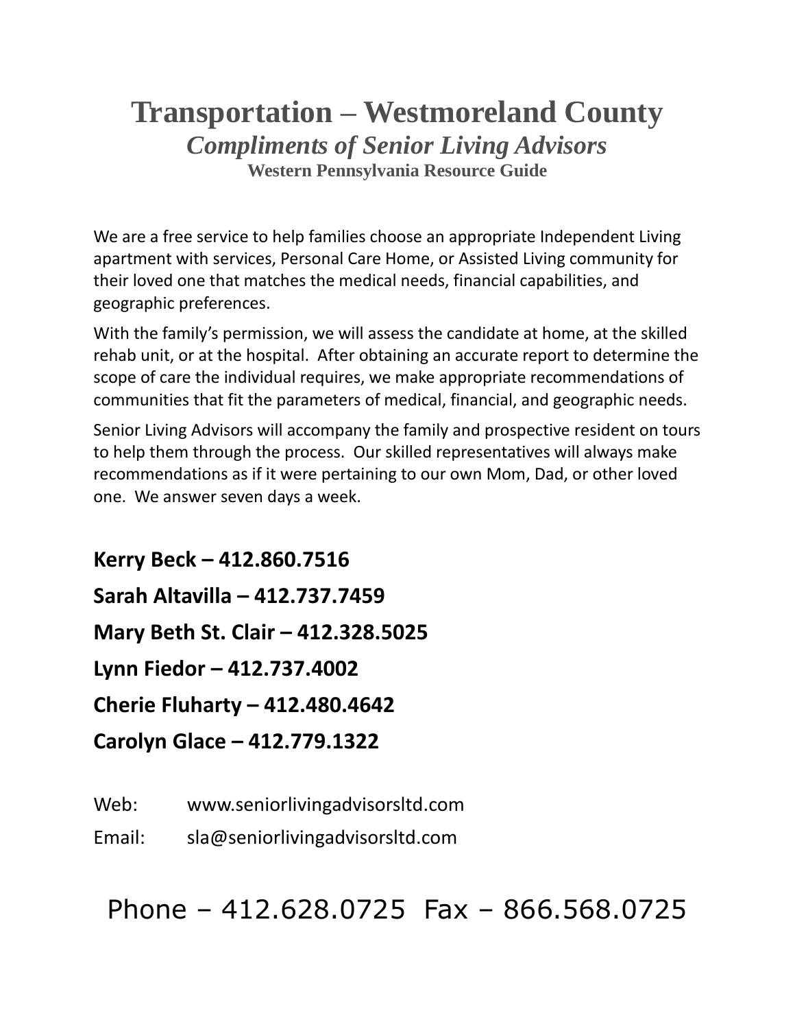# Transportation – Westmoreland County

## *Compliments of Senior Living Advisors*

### Western Pennsylvania Resource Guide

We are a free service to help families choose an appropriate Independent Living apartment with services, Personal Care Home, or Assisted Living community for their loved one that matches the medical needs, financial capabilities, and geographic preferences.

With the family's permission, we will assess the candidate at home, at the skilled rehab unit, or at the hospital. After obtaining an accurate report to determine the scope of care the individual requires, we make appropriate recommendations of communities that fit the parameters of medical, financial, and geographic needs.

Senior Living Advisors will accompany the family and prospective resident on tours to help them through the process. Our skilled representatives will always make recommendations as if it were pertaining to our own Mom, Dad, or other loved one. We answer seven days a week.

**Kerry Beck – 412.860.7516**

**Sarah Altavilla – 412.737.7459**

**Mary Beth St. Clair – 412.328.5025**

**Lynn Fiedor – 412.737.4002**

**Cherie Fluharty – 412.480.4642**

**Carolyn Glace – 412.779.1322**

Web: www.seniorlivingadvisorsltd.com

Email: sla@seniorlivingadvisorsltd.com

Phone – 412.628.0725 Fax – 866.568.0725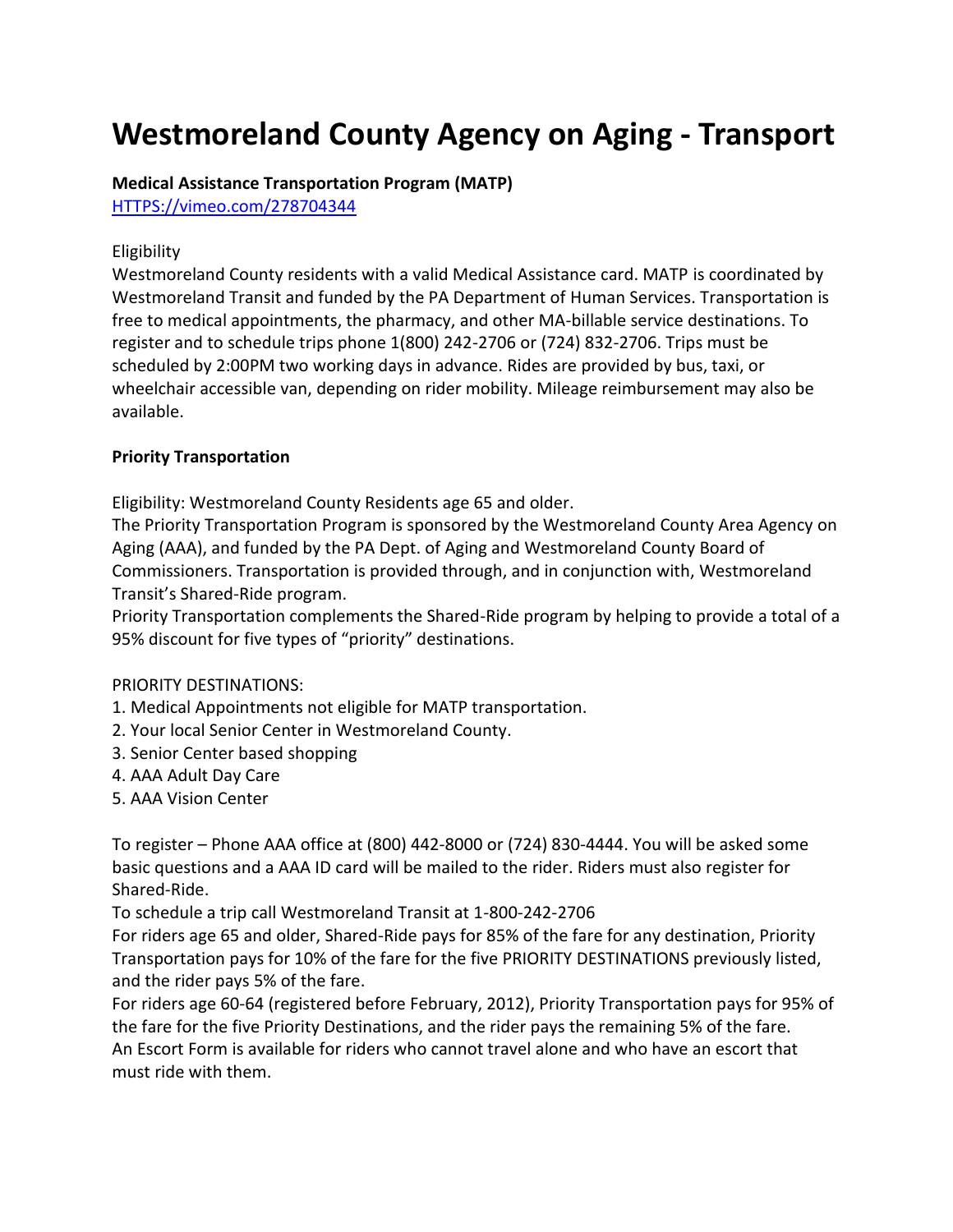# Westmoreland County Agency on Aging - Transport

**Medical Assistance Transportation Program (MATP)**
[HTTPS://vimeo.com/278704344](HTTPS://vimeo.com/278704344)

Eligibility
Westmoreland County residents with a valid Medical Assistance card. MATP is coordinated by Westmoreland Transit and funded by the PA Department of Human Services. Transportation is free to medical appointments, the pharmacy, and other MA-billable service destinations. To register and to schedule trips phone 1(800) 242-2706 or (724) 832-2706. Trips must be scheduled by 2:00PM two working days in advance. Rides are provided by bus, taxi, or wheelchair accessible van, depending on rider mobility. Mileage reimbursement may also be available.

**Priority Transportation**

Eligibility: Westmoreland County Residents age 65 and older.
The Priority Transportation Program is sponsored by the Westmoreland County Area Agency on Aging (AAA), and funded by the PA Dept. of Aging and Westmoreland County Board of Commissioners. Transportation is provided through, and in conjunction with, Westmoreland Transit's Shared-Ride program.
Priority Transportation complements the Shared-Ride program by helping to provide a total of a 95% discount for five types of "priority" destinations.

PRIORITY DESTINATIONS:
1. Medical Appointments not eligible for MATP transportation.
2. Your local Senior Center in Westmoreland County.
3. Senior Center based shopping
4. AAA Adult Day Care
5. AAA Vision Center

To register – Phone AAA office at (800) 442-8000 or (724) 830-4444. You will be asked some basic questions and a AAA ID card will be mailed to the rider. Riders must also register for Shared-Ride.
To schedule a trip call Westmoreland Transit at 1-800-242-2706
For riders age 65 and older, Shared-Ride pays for 85% of the fare for any destination, Priority Transportation pays for 10% of the fare for the five PRIORITY DESTINATIONS previously listed, and the rider pays 5% of the fare.
For riders age 60-64 (registered before February, 2012), Priority Transportation pays for 95% of the fare for the five Priority Destinations, and the rider pays the remaining 5% of the fare.
An Escort Form is available for riders who cannot travel alone and who have an escort that must ride with them.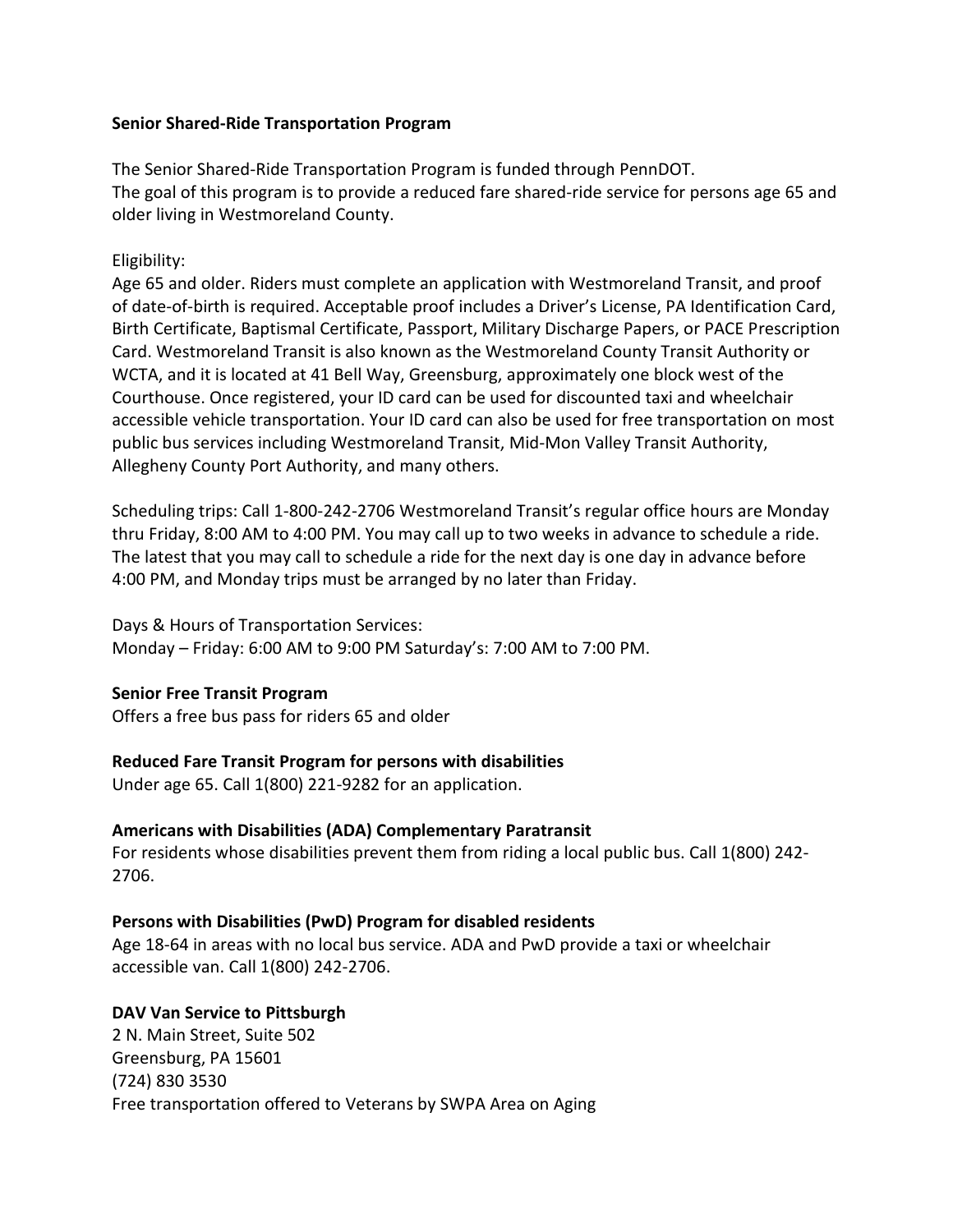**Senior Shared-Ride Transportation Program**

The Senior Shared-Ride Transportation Program is funded through PennDOT.
The goal of this program is to provide a reduced fare shared-ride service for persons age 65 and older living in Westmoreland County.

Eligibility:
Age 65 and older. Riders must complete an application with Westmoreland Transit, and proof of date-of-birth is required. Acceptable proof includes a Driver's License, PA Identification Card, Birth Certificate, Baptismal Certificate, Passport, Military Discharge Papers, or PACE Prescription Card. Westmoreland Transit is also known as the Westmoreland County Transit Authority or WCTA, and it is located at 41 Bell Way, Greensburg, approximately one block west of the Courthouse. Once registered, your ID card can be used for discounted taxi and wheelchair accessible vehicle transportation. Your ID card can also be used for free transportation on most public bus services including Westmoreland Transit, Mid-Mon Valley Transit Authority, Allegheny County Port Authority, and many others.

Scheduling trips: Call 1-800-242-2706 Westmoreland Transit's regular office hours are Monday thru Friday, 8:00 AM to 4:00 PM. You may call up to two weeks in advance to schedule a ride. The latest that you may call to schedule a ride for the next day is one day in advance before 4:00 PM, and Monday trips must be arranged by no later than Friday.

Days & Hours of Transportation Services:
Monday – Friday: 6:00 AM to 9:00 PM Saturday's: 7:00 AM to 7:00 PM.

**Senior Free Transit Program**
Offers a free bus pass for riders 65 and older

**Reduced Fare Transit Program for persons with disabilities**
Under age 65. Call 1(800) 221-9282 for an application.

**Americans with Disabilities (ADA) Complementary Paratransit**
For residents whose disabilities prevent them from riding a local public bus. Call 1(800) 242-2706.

**Persons with Disabilities (PwD) Program for disabled residents**
Age 18-64 in areas with no local bus service. ADA and PwD provide a taxi or wheelchair accessible van. Call 1(800) 242-2706.

**DAV Van Service to Pittsburgh**
2 N. Main Street, Suite 502
Greensburg, PA 15601
(724) 830 3530
Free transportation offered to Veterans by SWPA Area on Aging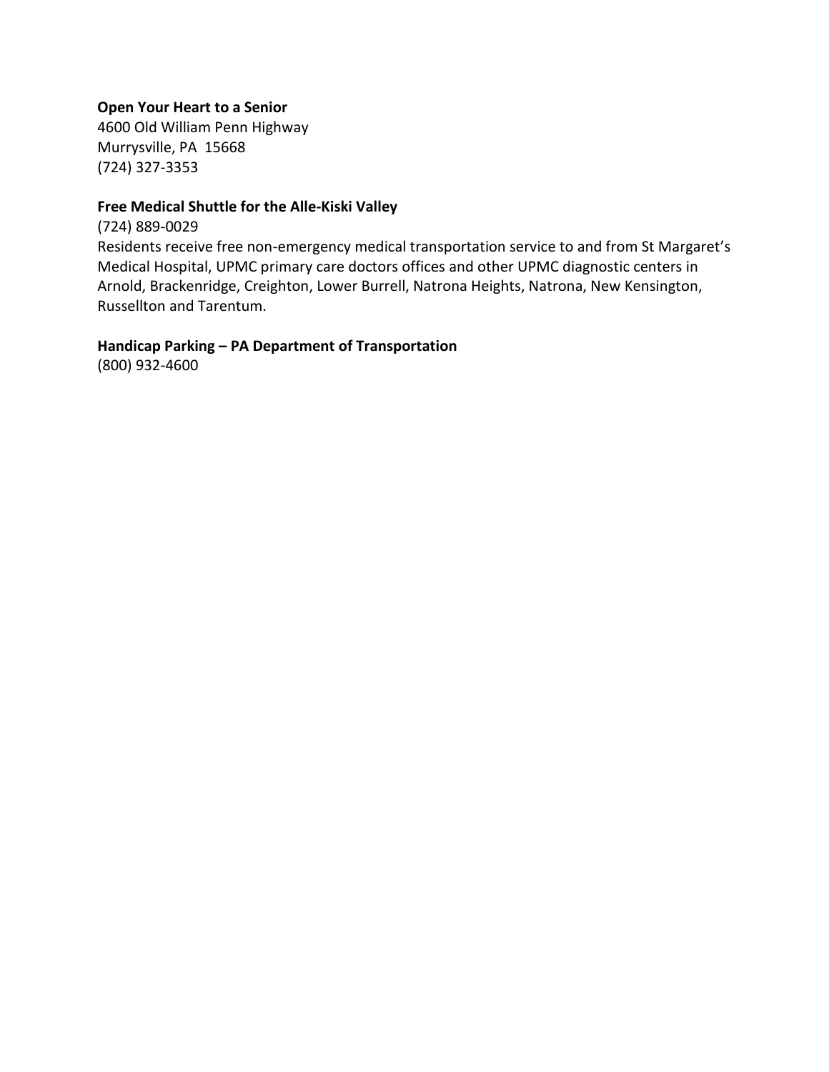**Open Your Heart to a Senior**
4600 Old William Penn Highway
Murrysville, PA 15668
(724) 327-3353

**Free Medical Shuttle for the Alle-Kiski Valley**
(724) 889-0029
Residents receive free non-emergency medical transportation service to and from St Margaret's Medical Hospital, UPMC primary care doctors offices and other UPMC diagnostic centers in Arnold, Brackenridge, Creighton, Lower Burrell, Natrona Heights, Natrona, New Kensington, Russellton and Tarentum.

**Handicap Parking – PA Department of Transportation**
(800) 932-4600